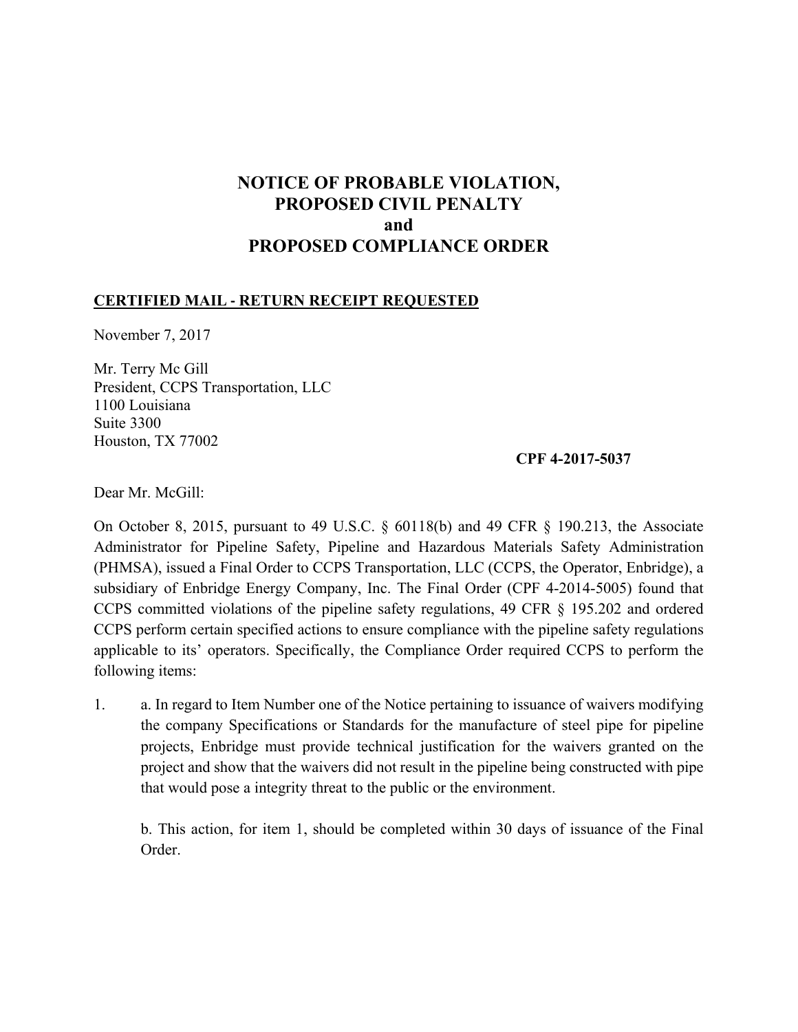# NOTICE OF PROBABLE VIOLATION, PROPOSED CIVIL PENALTY and PROPOSED COMPLIANCE ORDER

**CERTIFIED MAIL - RETURN RECEIPT REQUESTED**

November 7, 2017

Mr. Terry Mc Gill
President, CCPS Transportation, LLC
1100 Louisiana
Suite 3300
Houston, TX 77002

**CPF 4-2017-5037**

Dear Mr. McGill:

On October 8, 2015, pursuant to 49 U.S.C. § 60118(b) and 49 CFR § 190.213, the Associate Administrator for Pipeline Safety, Pipeline and Hazardous Materials Safety Administration (PHMSA), issued a Final Order to CCPS Transportation, LLC (CCPS, the Operator, Enbridge), a subsidiary of Enbridge Energy Company, Inc. The Final Order (CPF 4-2014-5005) found that CCPS committed violations of the pipeline safety regulations, 49 CFR § 195.202 and ordered CCPS perform certain specified actions to ensure compliance with the pipeline safety regulations applicable to its' operators. Specifically, the Compliance Order required CCPS to perform the following items:

1. a. In regard to Item Number one of the Notice pertaining to issuance of waivers modifying the company Specifications or Standards for the manufacture of steel pipe for pipeline projects, Enbridge must provide technical justification for the waivers granted on the project and show that the waivers did not result in the pipeline being constructed with pipe that would pose a integrity threat to the public or the environment.

   b. This action, for item 1, should be completed within 30 days of issuance of the Final Order.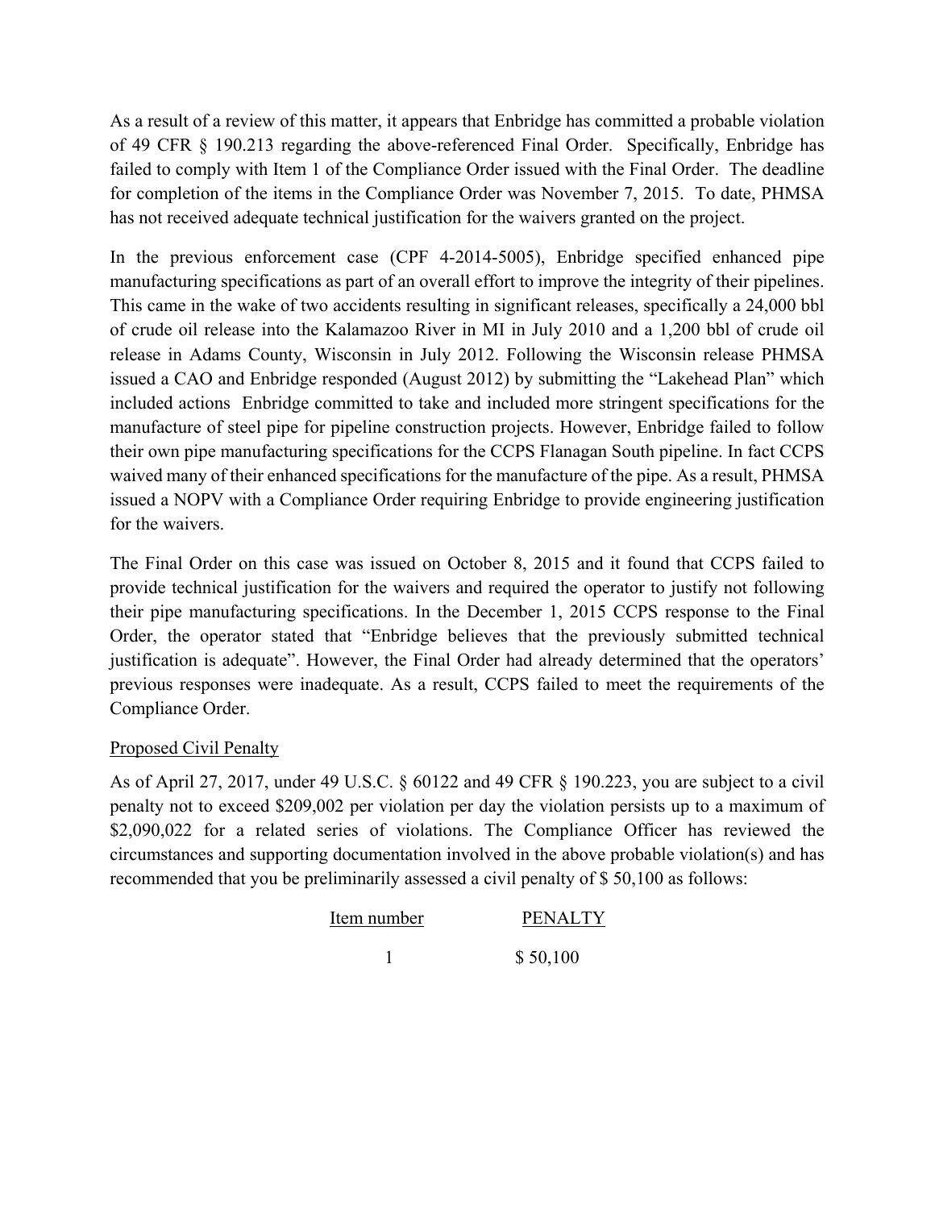As a result of a review of this matter, it appears that Enbridge has committed a probable violation of 49 CFR § 190.213 regarding the above-referenced Final Order. Specifically, Enbridge has failed to comply with Item 1 of the Compliance Order issued with the Final Order. The deadline for completion of the items in the Compliance Order was November 7, 2015. To date, PHMSA has not received adequate technical justification for the waivers granted on the project.

In the previous enforcement case (CPF 4-2014-5005), Enbridge specified enhanced pipe manufacturing specifications as part of an overall effort to improve the integrity of their pipelines. This came in the wake of two accidents resulting in significant releases, specifically a 24,000 bbl of crude oil release into the Kalamazoo River in MI in July 2010 and a 1,200 bbl of crude oil release in Adams County, Wisconsin in July 2012. Following the Wisconsin release PHMSA issued a CAO and Enbridge responded (August 2012) by submitting the "Lakehead Plan" which included actions Enbridge committed to take and included more stringent specifications for the manufacture of steel pipe for pipeline construction projects. However, Enbridge failed to follow their own pipe manufacturing specifications for the CCPS Flanagan South pipeline. In fact CCPS waived many of their enhanced specifications for the manufacture of the pipe. As a result, PHMSA issued a NOPV with a Compliance Order requiring Enbridge to provide engineering justification for the waivers.

The Final Order on this case was issued on October 8, 2015 and it found that CCPS failed to provide technical justification for the waivers and required the operator to justify not following their pipe manufacturing specifications. In the December 1, 2015 CCPS response to the Final Order, the operator stated that "Enbridge believes that the previously submitted technical justification is adequate". However, the Final Order had already determined that the operators' previous responses were inadequate. As a result, CCPS failed to meet the requirements of the Compliance Order.

Proposed Civil Penalty

As of April 27, 2017, under 49 U.S.C. § 60122 and 49 CFR § 190.223, you are subject to a civil penalty not to exceed $209,002 per violation per day the violation persists up to a maximum of $2,090,022 for a related series of violations. The Compliance Officer has reviewed the circumstances and supporting documentation involved in the above probable violation(s) and has recommended that you be preliminarily assessed a civil penalty of $ 50,100 as follows:

| Item number | PENALTY |
|---|---|
| 1 | $ 50,100 |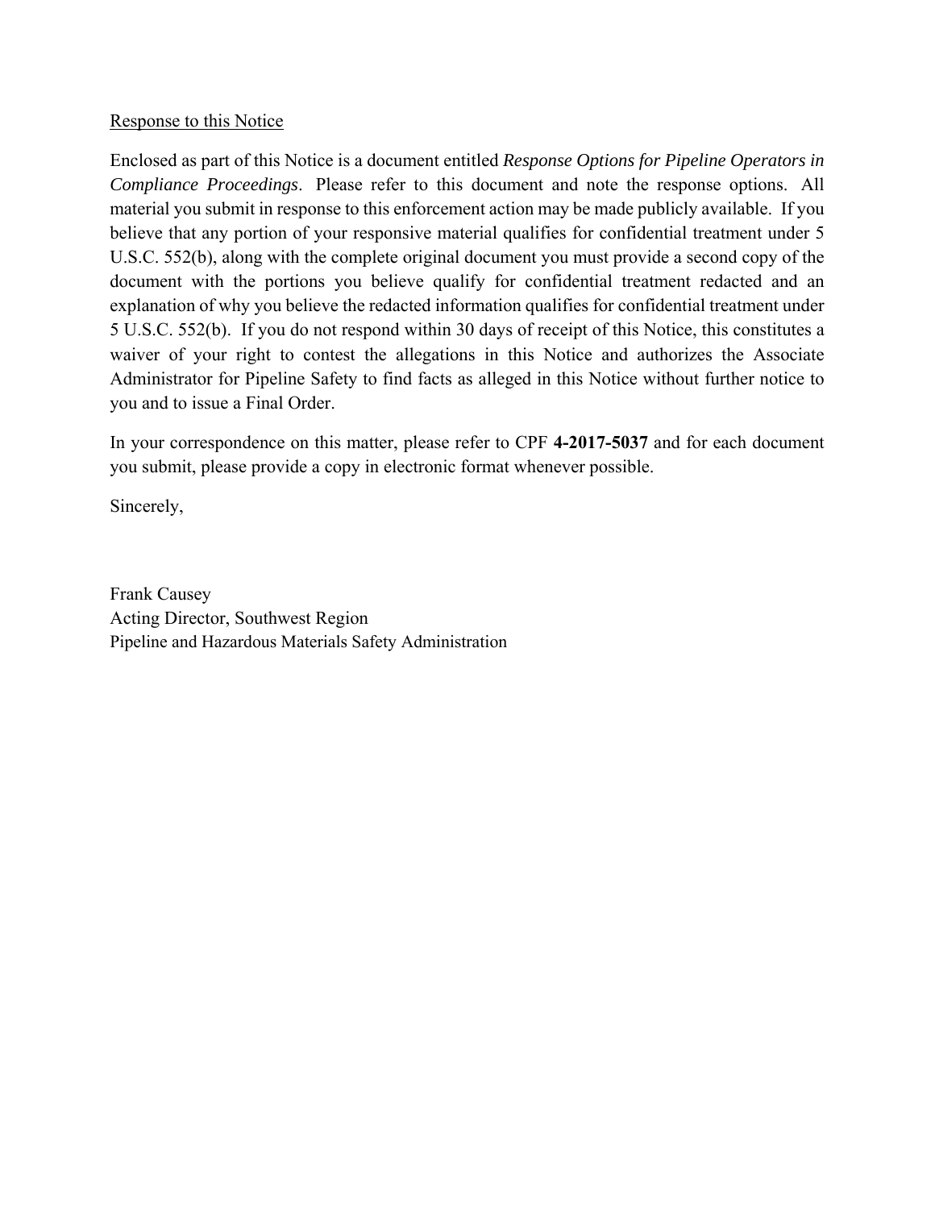<u>Response to this Notice</u>

Enclosed as part of this Notice is a document entitled *Response Options for Pipeline Operators in Compliance Proceedings*. Please refer to this document and note the response options. All material you submit in response to this enforcement action may be made publicly available. If you believe that any portion of your responsive material qualifies for confidential treatment under 5 U.S.C. 552(b), along with the complete original document you must provide a second copy of the document with the portions you believe qualify for confidential treatment redacted and an explanation of why you believe the redacted information qualifies for confidential treatment under 5 U.S.C. 552(b). If you do not respond within 30 days of receipt of this Notice, this constitutes a waiver of your right to contest the allegations in this Notice and authorizes the Associate Administrator for Pipeline Safety to find facts as alleged in this Notice without further notice to you and to issue a Final Order.

In your correspondence on this matter, please refer to CPF **4-2017-5037** and for each document you submit, please provide a copy in electronic format whenever possible.

Sincerely,

Frank Causey
Acting Director, Southwest Region
Pipeline and Hazardous Materials Safety Administration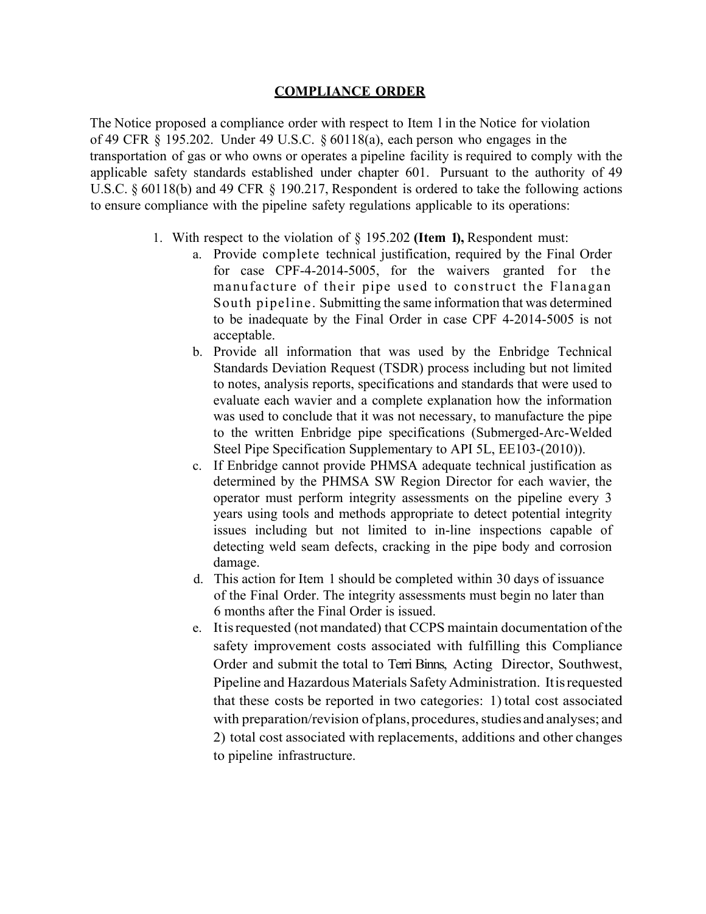## COMPLIANCE ORDER

The Notice proposed a compliance order with respect to Item 1 in the Notice for violation of 49 CFR § 195.202. Under 49 U.S.C. § 60118(a), each person who engages in the transportation of gas or who owns or operates a pipeline facility is required to comply with the applicable safety standards established under chapter 601. Pursuant to the authority of 49 U.S.C. § 60118(b) and 49 CFR § 190.217, Respondent is ordered to take the following actions to ensure compliance with the pipeline safety regulations applicable to its operations:

1. With respect to the violation of § 195.202 **(Item 1),** Respondent must:
   a. Provide complete technical justification, required by the Final Order for case CPF-4-2014-5005, for the waivers granted for the manufacture of their pipe used to construct the Flanagan South pipeline. Submitting the same information that was determined to be inadequate by the Final Order in case CPF 4-2014-5005 is not acceptable.
   b. Provide all information that was used by the Enbridge Technical Standards Deviation Request (TSDR) process including but not limited to notes, analysis reports, specifications and standards that were used to evaluate each wavier and a complete explanation how the information was used to conclude that it was not necessary, to manufacture the pipe to the written Enbridge pipe specifications (Submerged-Arc-Welded Steel Pipe Specification Supplementary to API 5L, EE103-(2010)).
   c. If Enbridge cannot provide PHMSA adequate technical justification as determined by the PHMSA SW Region Director for each wavier, the operator must perform integrity assessments on the pipeline every 3 years using tools and methods appropriate to detect potential integrity issues including but not limited to in-line inspections capable of detecting weld seam defects, cracking in the pipe body and corrosion damage.
   d. This action for Item 1 should be completed within 30 days of issuance of the Final Order. The integrity assessments must begin no later than 6 months after the Final Order is issued.
   e. It is requested (not mandated) that CCPS maintain documentation of the safety improvement costs associated with fulfilling this Compliance Order and submit the total to Terri Binns, Acting Director, Southwest, Pipeline and Hazardous Materials Safety Administration. It is requested that these costs be reported in two categories: 1) total cost associated with preparation/revision of plans, procedures, studies and analyses; and 2) total cost associated with replacements, additions and other changes to pipeline infrastructure.